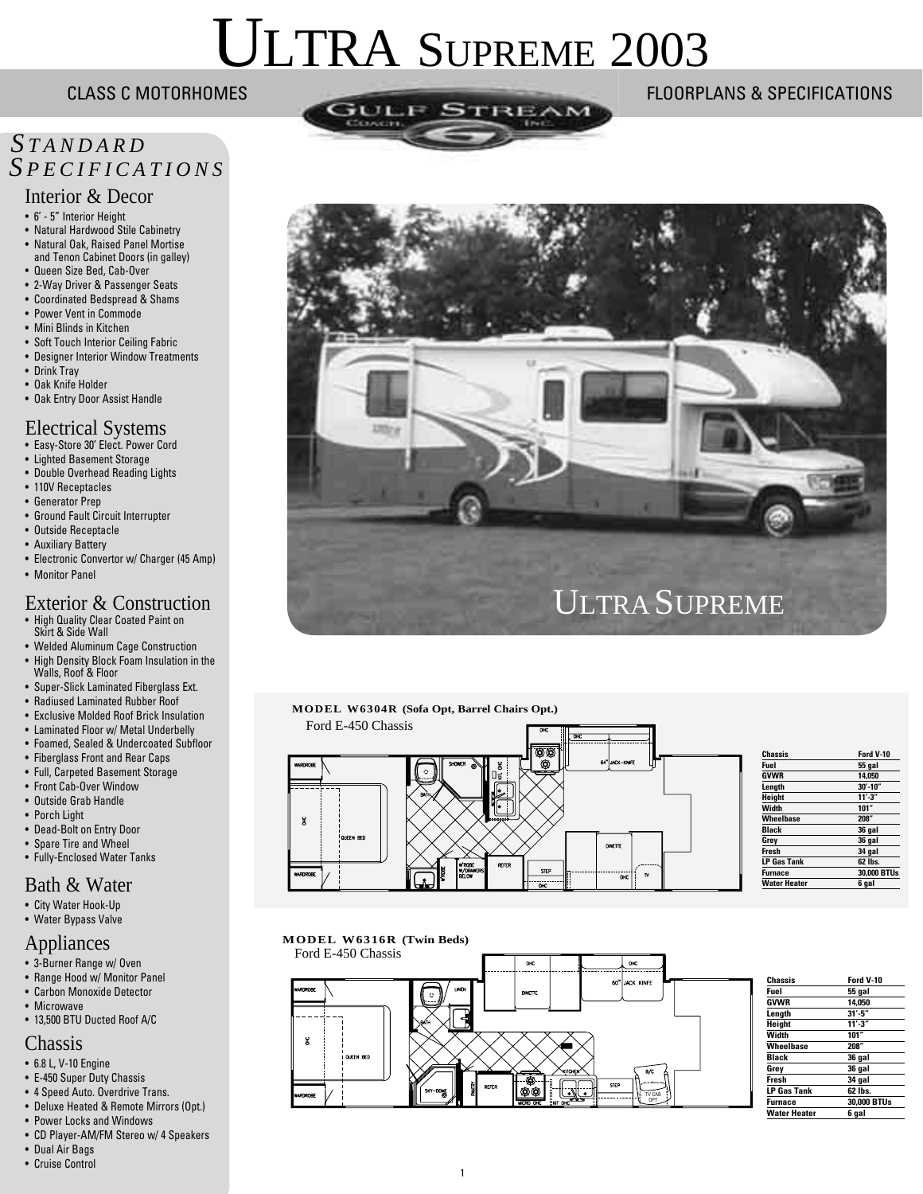# ULTRA SUPREME 2003

CLASS C MOTORHOMES

FLOORPLANS & SPECIFICATIONS

## STANDARD SPECIFICATIONS

### Interior & Decor

- 6' - 5" Interior Height
- Natural Hardwood Stile Cabinetry
- Natural Oak, Raised Panel Mortise and Tenon Cabinet Doors (in galley)
- Queen Size Bed, Cab-Over
- 2-Way Driver & Passenger Seats
- Coordinated Bedspread & Shams
- Power Vent in Commode
- Mini Blinds in Kitchen
- Soft Touch Interior Ceiling Fabric
- Designer Interior Window Treatments
- Drink Tray
- Oak Knife Holder
- Oak Entry Door Assist Handle

### Electrical Systems

- Easy-Store 30' Elect. Power Cord
- Lighted Basement Storage
- Double Overhead Reading Lights
- 110V Receptacles
- Generator Prep
- Ground Fault Circuit Interrupter
- Outside Receptacle
- Auxiliary Battery
- Electronic Convertor w/ Charger (45 Amp)
- Monitor Panel

### Exterior & Construction

- High Quality Clear Coated Paint on Skirt & Side Wall
- Welded Aluminum Cage Construction
- High Density Block Foam Insulation in the Walls, Roof & Floor
- Super-Slick Laminated Fiberglass Ext.
- Radiused Laminated Rubber Roof
- Exclusive Molded Roof Brick Insulation
- Laminated Floor w/ Metal Underbelly
- Foamed, Sealed & Undercoated Subfloor
- Fiberglass Front and Rear Caps
- Full, Carpeted Basement Storage
- Front Cab-Over Window
- Outside Grab Handle
- Porch Light
- Dead-Bolt on Entry Door
- Spare Tire and Wheel
- Fully-Enclosed Water Tanks

### Bath & Water

- City Water Hook-Up
- Water Bypass Valve

### Appliances

- 3-Burner Range w/ Oven
- Range Hood w/ Monitor Panel
- Carbon Monoxide Detector
- Microwave
- 13,500 BTU Ducted Roof A/C

### Chassis

- 6.8 L, V-10 Engine
- E-450 Super Duty Chassis
- 4 Speed Auto. Overdrive Trans.
- Deluxe Heated & Remote Mirrors (Opt.)
- Power Locks and Windows
- CD Player-AM/FM Stereo w/ 4 Speakers
- Dual Air Bags
- Cruise Control

ULTRA SUPREME

**MODEL W6304R (Sofa Opt, Barrel Chairs Opt.)**

Ford E-450 Chassis

| | |
|---|---|
| Chassis | Ford V-10 |
| Fuel | 55 gal |
| GVWR | 14,050 |
| Length | 30'-10" |
| Height | 11'-3" |
| Width | 101" |
| Wheelbase | 208" |
| Black | 36 gal |
| Grey | 36 gal |
| Fresh | 34 gal |
| LP Gas Tank | 62 lbs. |
| Furnace | 30,000 BTUs |
| Water Heater | 6 gal |

**MODEL W6316R (Twin Beds)**

Ford E-450 Chassis

| | |
|---|---|
| Chassis | Ford V-10 |
| Fuel | 55 gal |
| GVWR | 14,050 |
| Length | 31'-5" |
| Height | 11'-3" |
| Width | 101" |
| Wheelbase | 208" |
| Black | 36 gal |
| Grey | 36 gal |
| Fresh | 34 gal |
| LP Gas Tank | 62 lbs. |
| Furnace | 30,000 BTUs |
| Water Heater | 6 gal |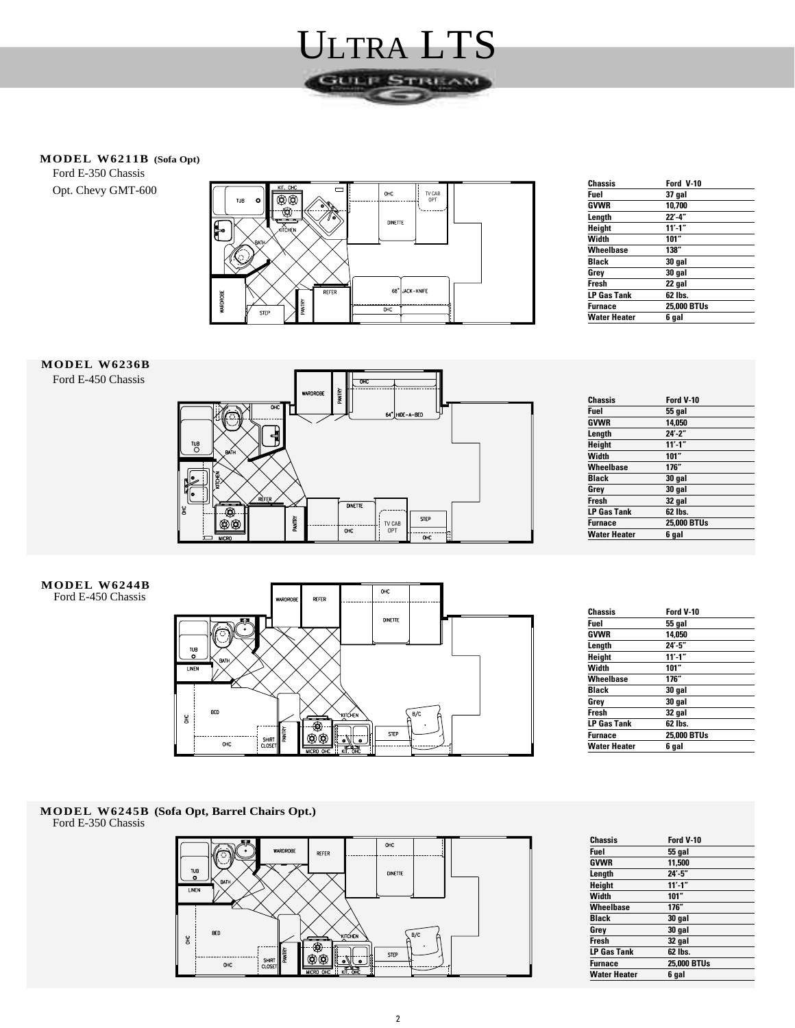# ULTRA LTS

GULF STREAM

## MODEL W6211B (Sofa Opt)

Ford E-350 Chassis

Opt. Chevy GMT-600

| Chassis | Ford V-10 |
|---|---|
| Fuel | 37 gal |
| GVWR | 10,700 |
| Length | 22'-4" |
| Height | 11'-1" |
| Width | 101" |
| Wheelbase | 138" |
| Black | 30 gal |
| Grey | 30 gal |
| Fresh | 22 gal |
| LP Gas Tank | 62 lbs. |
| Furnace | 25,000 BTUs |
| Water Heater | 6 gal |

## MODEL W6236B

Ford E-450 Chassis

| Chassis | Ford V-10 |
|---|---|
| Fuel | 55 gal |
| GVWR | 14,050 |
| Length | 24'-2" |
| Height | 11'-1" |
| Width | 101" |
| Wheelbase | 176" |
| Black | 30 gal |
| Grey | 30 gal |
| Fresh | 32 gal |
| LP Gas Tank | 62 lbs. |
| Furnace | 25,000 BTUs |
| Water Heater | 6 gal |

## MODEL W6244B

Ford E-450 Chassis

| Chassis | Ford V-10 |
|---|---|
| Fuel | 55 gal |
| GVWR | 14,050 |
| Length | 24'-5" |
| Height | 11'-1" |
| Width | 101" |
| Wheelbase | 176" |
| Black | 30 gal |
| Grey | 30 gal |
| Fresh | 32 gal |
| LP Gas Tank | 62 lbs. |
| Furnace | 25,000 BTUs |
| Water Heater | 6 gal |

## MODEL W6245B (Sofa Opt, Barrel Chairs Opt.)

Ford E-350 Chassis

| Chassis | Ford V-10 |
|---|---|
| Fuel | 55 gal |
| GVWR | 11,500 |
| Length | 24'-5" |
| Height | 11'-1" |
| Width | 101" |
| Wheelbase | 176" |
| Black | 30 gal |
| Grey | 30 gal |
| Fresh | 32 gal |
| LP Gas Tank | 62 lbs. |
| Furnace | 25,000 BTUs |
| Water Heater | 6 gal |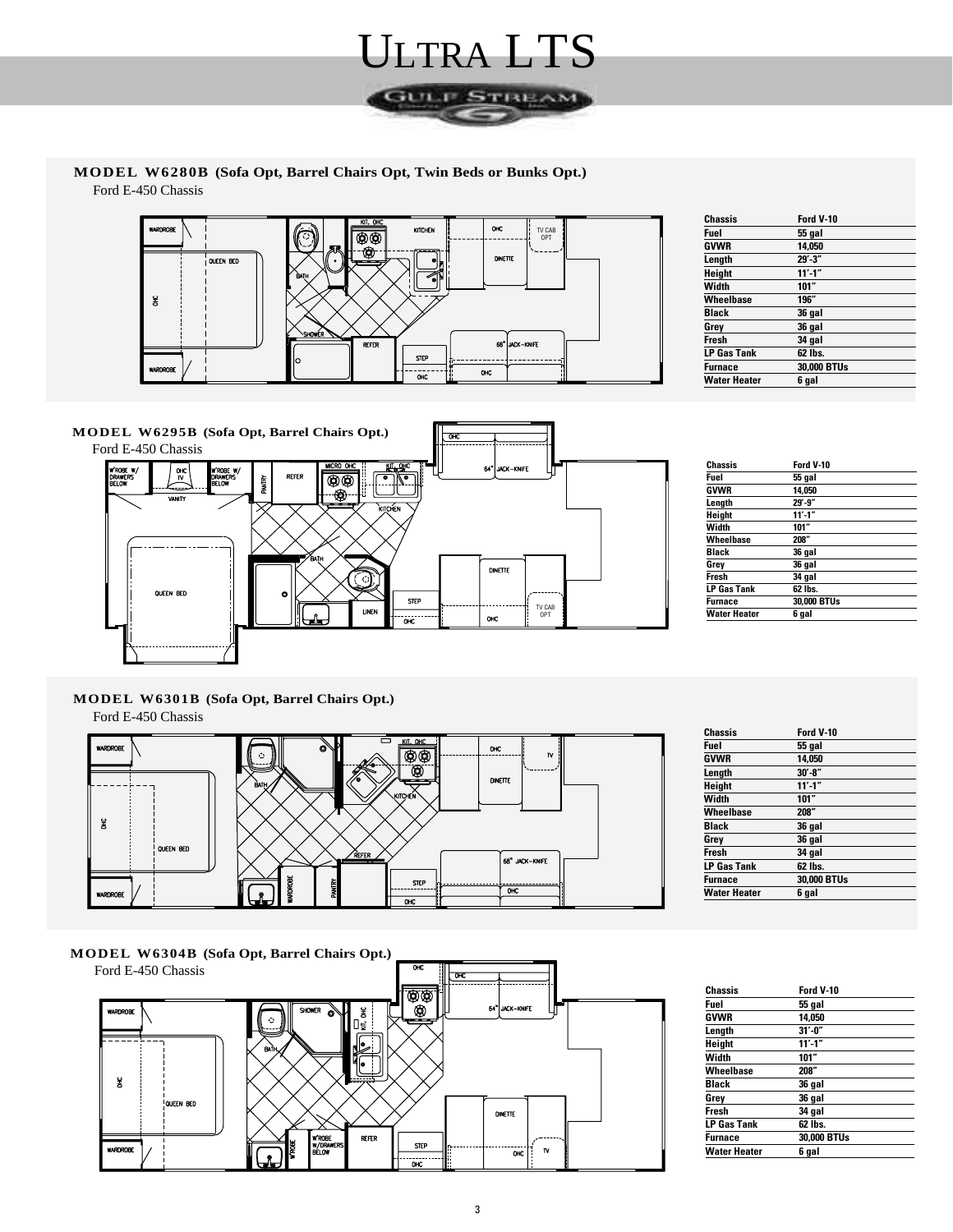// Markdown output
# ULTRA LTS

GULF STREAM

## MODEL W6280B (Sofa Opt, Barrel Chairs Opt, Twin Beds or Bunks Opt.)

Ford E-450 Chassis

| Chassis | Ford V-10 |
|---|---|
| Fuel | 55 gal |
| GVWR | 14,050 |
| Length | 29'-3" |
| Height | 11'-1" |
| Width | 101" |
| Wheelbase | 196" |
| Black | 36 gal |
| Grey | 36 gal |
| Fresh | 34 gal |
| LP Gas Tank | 62 lbs. |
| Furnace | 30,000 BTUs |
| Water Heater | 6 gal |

## MODEL W6295B (Sofa Opt, Barrel Chairs Opt.)

Ford E-450 Chassis

| Chassis | Ford V-10 |
|---|---|
| Fuel | 55 gal |
| GVWR | 14,050 |
| Length | 29'-9" |
| Height | 11'-1" |
| Width | 101" |
| Wheelbase | 208" |
| Black | 36 gal |
| Grey | 36 gal |
| Fresh | 34 gal |
| LP Gas Tank | 62 lbs. |
| Furnace | 30,000 BTUs |
| Water Heater | 6 gal |

## MODEL W6301B (Sofa Opt, Barrel Chairs Opt.)

Ford E-450 Chassis

| Chassis | Ford V-10 |
|---|---|
| Fuel | 55 gal |
| GVWR | 14,050 |
| Length | 30'-8" |
| Height | 11'-1" |
| Width | 101" |
| Wheelbase | 208" |
| Black | 36 gal |
| Grey | 36 gal |
| Fresh | 34 gal |
| LP Gas Tank | 62 lbs. |
| Furnace | 30,000 BTUs |
| Water Heater | 6 gal |

## MODEL W6304B (Sofa Opt, Barrel Chairs Opt.)

Ford E-450 Chassis

| Chassis | Ford V-10 |
|---|---|
| Fuel | 55 gal |
| GVWR | 14,050 |
| Length | 31'-0" |
| Height | 11'-1" |
| Width | 101" |
| Wheelbase | 208" |
| Black | 36 gal |
| Grey | 36 gal |
| Fresh | 34 gal |
| LP Gas Tank | 62 lbs. |
| Furnace | 30,000 BTUs |
| Water Heater | 6 gal |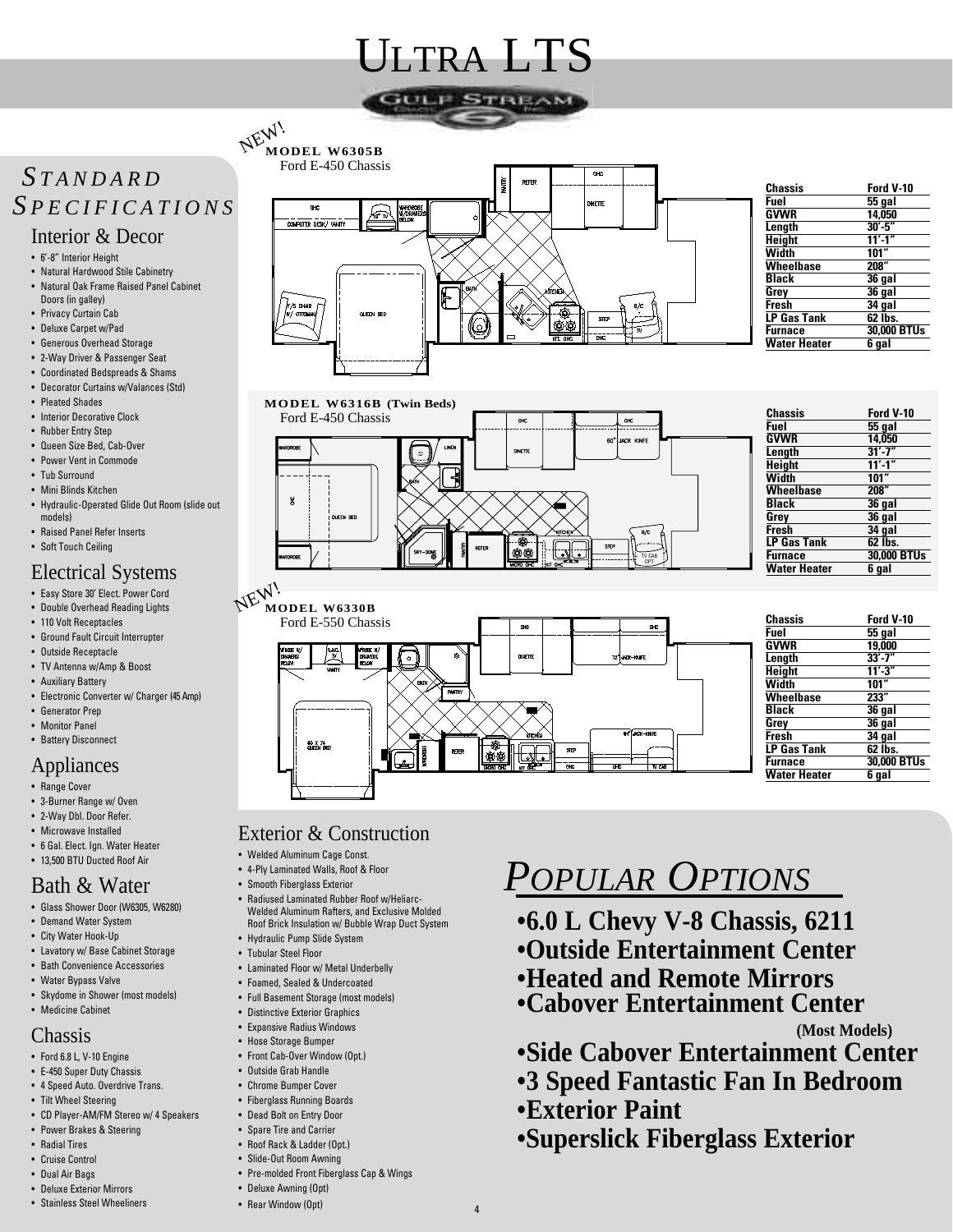# ULTRA LTS

## STANDARD SPECIFICATIONS

### Interior & Decor

- 6'-8" Interior Height
- Natural Hardwood Stile Cabinetry
- Natural Oak Frame Raised Panel Cabinet Doors (in galley)
- Privacy Curtain Cab
- Deluxe Carpet w/Pad
- Generous Overhead Storage
- 2-Way Driver & Passenger Seat
- Coordinated Bedspreads & Shams
- Decorator Curtains w/Valances (Std)
- Pleated Shades
- Interior Decorative Clock
- Rubber Entry Step
- Queen Size Bed, Cab-Over
- Power Vent in Commode
- Tub Surround
- Mini Blinds Kitchen
- Hydraulic-Operated Glide Out Room (slide out models)
- Raised Panel Refer Inserts
- Soft Touch Ceiling

### Electrical Systems

- Easy Store 30' Elect. Power Cord
- Double Overhead Reading Lights
- 110 Volt Receptacles
- Ground Fault Circuit Interrupter
- Outside Receptacle
- TV Antenna w/Amp & Boost
- Auxiliary Battery
- Electronic Converter w/ Charger (45 Amp)
- Generator Prep
- Monitor Panel
- Battery Disconnect

### Appliances

- Range Cover
- 3-Burner Range w/ Oven
- 2-Way Dbl. Door Refer.
- Microwave Installed
- 6 Gal. Elect. Ign. Water Heater
- 13,500 BTU Ducted Roof Air

### Bath & Water

- Glass Shower Door (W6305, W6280)
- Demand Water System
- City Water Hook-Up
- Lavatory w/ Base Cabinet Storage
- Bath Convenience Accessories
- Water Bypass Valve
- Skydome in Shower (most models)
- Medicine Cabinet

### Chassis

- Ford 6.8 L, V-10 Engine
- E-450 Super Duty Chassis
- 4 Speed Auto. Overdrive Trans.
- Tilt Wheel Steering
- CD Player-AM/FM Stereo w/ 4 Speakers
- Power Brakes & Steering
- Radial Tires
- Cruise Control
- Dual Air Bags
- Deluxe Exterior Mirrors
- Stainless Steel Wheeliners

## NEW! MODEL W6305B
Ford E-450 Chassis

| Chassis | Ford V-10 |
|---|---|
| Fuel | 55 gal |
| GVWR | 14,050 |
| Length | 30'-5" |
| Height | 11'-1" |
| Width | 101" |
| Wheelbase | 208" |
| Black | 36 gal |
| Grey | 36 gal |
| Fresh | 34 gal |
| LP Gas Tank | 62 lbs. |
| Furnace | 30,000 BTUs |
| Water Heater | 6 gal |

## MODEL W6316B (Twin Beds)
Ford E-450 Chassis

| Chassis | Ford V-10 |
|---|---|
| Fuel | 55 gal |
| GVWR | 14,050 |
| Length | 31'-7" |
| Height | 11'-1" |
| Width | 101" |
| Wheelbase | 208" |
| Black | 36 gal |
| Grey | 36 gal |
| Fresh | 34 gal |
| LP Gas Tank | 62 lbs. |
| Furnace | 30,000 BTUs |
| Water Heater | 6 gal |

## NEW! MODEL W6330B
Ford E-550 Chassis

| Chassis | Ford V-10 |
|---|---|
| Fuel | 55 gal |
| GVWR | 19,000 |
| Length | 33'-7" |
| Height | 11'-3" |
| Width | 101" |
| Wheelbase | 233" |
| Black | 36 gal |
| Grey | 36 gal |
| Fresh | 34 gal |
| LP Gas Tank | 62 lbs. |
| Furnace | 30,000 BTUs |
| Water Heater | 6 gal |

### Exterior & Construction

- Welded Aluminum Cage Const.
- 4-Ply Laminated Walls, Roof & Floor
- Smooth Fiberglass Exterior
- Radiused Laminated Rubber Roof w/Heliarc-Welded Aluminum Rafters, and Exclusive Molded Roof Brick Insulation w/ Bubble Wrap Duct System
- Hydraulic Pump Slide System
- Tubular Steel Floor
- Laminated Floor w/ Metal Underbelly
- Foamed, Sealed & Undercoated
- Full Basement Storage (most models)
- Distinctive Exterior Graphics
- Expansive Radius Windows
- Hose Storage Bumper
- Front Cab-Over Window (Opt.)
- Outside Grab Handle
- Chrome Bumper Cover
- Fiberglass Running Boards
- Dead Bolt on Entry Door
- Spare Tire and Carrier
- Roof Rack & Ladder (Opt.)
- Slide-Out Room Awning
- Pre-molded Front Fiberglass Cap & Wings
- Deluxe Awning (Opt)
- Rear Window (Opt)

## POPULAR OPTIONS

- **6.0 L Chevy V-8 Chassis, 6211**
- **Outside Entertainment Center**
- **Heated and Remote Mirrors**
- **Cabover Entertainment Center (Most Models)**
- **Side Cabover Entertainment Center**
- **3 Speed Fantastic Fan In Bedroom**
- **Exterior Paint**
- **Superslick Fiberglass Exterior**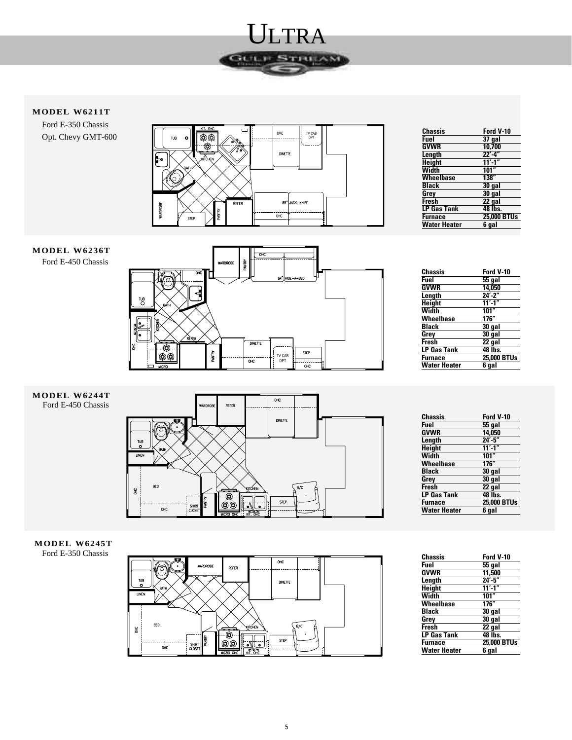# ULTRA

GULF STREAM COACH INC.

### MODEL W6211T

Ford E-350 Chassis
Opt. Chevy GMT-600

| Chassis | Ford V-10 |
|---|---|
| Fuel | 37 gal |
| GVWR | 10,700 |
| Length | 22′-4″ |
| Height | 11′-1″ |
| Width | 101″ |
| Wheelbase | 138″ |
| Black | 30 gal |
| Grey | 30 gal |
| Fresh | 22 gal |
| LP Gas Tank | 48 lbs. |
| Furnace | 25,000 BTUs |
| Water Heater | 6 gal |

### MODEL W6236T

Ford E-450 Chassis

| Chassis | Ford V-10 |
|---|---|
| Fuel | 55 gal |
| GVWR | 14,050 |
| Length | 24′-2″ |
| Height | 11′-1″ |
| Width | 101″ |
| Wheelbase | 176″ |
| Black | 30 gal |
| Grey | 30 gal |
| Fresh | 22 gal |
| LP Gas Tank | 48 lbs. |
| Furnace | 25,000 BTUs |
| Water Heater | 6 gal |

### MODEL W6244T

Ford E-450 Chassis

| Chassis | Ford V-10 |
|---|---|
| Fuel | 55 gal |
| GVWR | 14,050 |
| Length | 24′-5″ |
| Height | 11′-1″ |
| Width | 101″ |
| Wheelbase | 176″ |
| Black | 30 gal |
| Grey | 30 gal |
| Fresh | 22 gal |
| LP Gas Tank | 48 lbs. |
| Furnace | 25,000 BTUs |
| Water Heater | 6 gal |

### MODEL W6245T

Ford E-350 Chassis

| Chassis | Ford V-10 |
|---|---|
| Fuel | 55 gal |
| GVWR | 11,500 |
| Length | 24′-5″ |
| Height | 11′-1″ |
| Width | 101″ |
| Wheelbase | 176″ |
| Black | 30 gal |
| Grey | 30 gal |
| Fresh | 22 gal |
| LP Gas Tank | 48 lbs. |
| Furnace | 25,000 BTUs |
| Water Heater | 6 gal |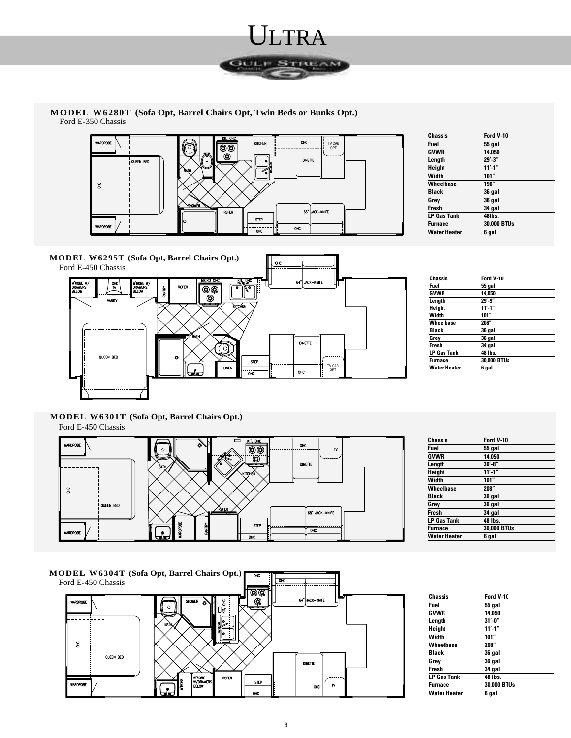# ULTRA

GULF STREAM

## MODEL W6280T (Sofa Opt, Barrel Chairs Opt, Twin Beds or Bunks Opt.)

Ford E-350 Chassis

| Chassis | Ford V-10 |
|---|---|
| Fuel | 55 gal |
| GVWR | 14,050 |
| Length | 29'-3" |
| Height | 11'-1" |
| Width | 101" |
| Wheelbase | 196" |
| Black | 36 gal |
| Grey | 36 gal |
| Fresh | 34 gal |
| LP Gas Tank | 48lbs. |
| Furnace | 30,000 BTUs |
| Water Heater | 6 gal |

## MODEL W6295T (Sofa Opt, Barrel Chairs Opt.)

Ford E-450 Chassis

| Chassis | Ford V-10 |
|---|---|
| Fuel | 55 gal |
| GVWR | 14,050 |
| Length | 29'-9" |
| Height | 11'-1" |
| Width | 101" |
| Wheelbase | 208" |
| Black | 36 gal |
| Grey | 36 gal |
| Fresh | 34 gal |
| LP Gas Tank | 48 lbs. |
| Furnace | 30,000 BTUs |
| Water Heater | 6 gal |

## MODEL W6301T (Sofa Opt, Barrel Chairs Opt.)

Ford E-450 Chassis

| Chassis | Ford V-10 |
|---|---|
| Fuel | 55 gal |
| GVWR | 14,050 |
| Length | 30'-8" |
| Height | 11'-1" |
| Width | 101" |
| Wheelbase | 208" |
| Black | 36 gal |
| Grey | 36 gal |
| Fresh | 34 gal |
| LP Gas Tank | 48 lbs. |
| Furnace | 30,000 BTUs |
| Water Heater | 6 gal |

## MODEL W6304T (Sofa Opt, Barrel Chairs Opt.)

Ford E-450 Chassis

| Chassis | Ford V-10 |
|---|---|
| Fuel | 55 gal |
| GVWR | 14,050 |
| Length | 31'-0" |
| Height | 11'-1" |
| Width | 101" |
| Wheelbase | 208" |
| Black | 36 gal |
| Grey | 36 gal |
| Fresh | 34 gal |
| LP Gas Tank | 48 lbs. |
| Furnace | 30,000 BTUs |
| Water Heater | 6 gal |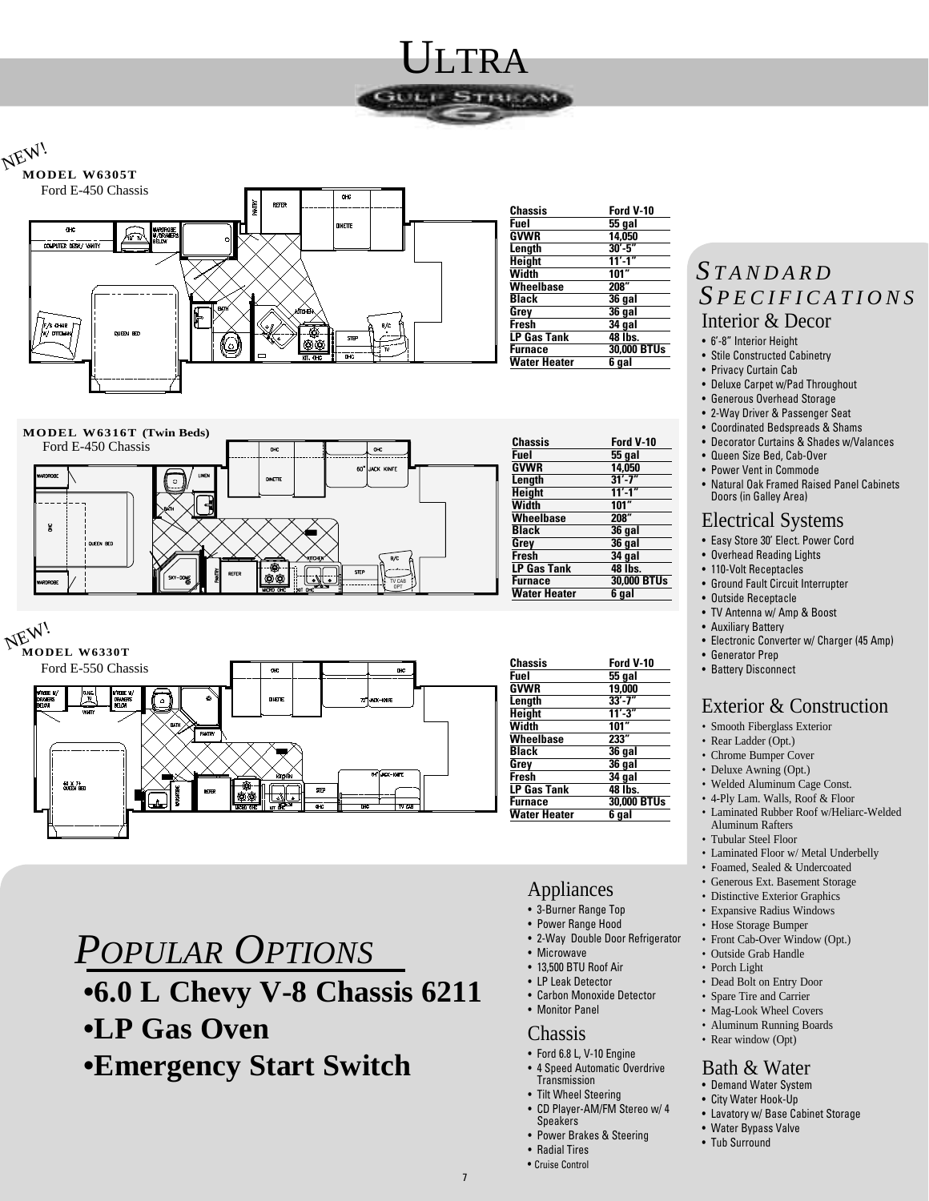# ULTRA

GULF STREAM

NEW!

**MODEL W6305T**

Ford E-450 Chassis

| Chassis | Ford V-10 |
| --- | --- |
| Fuel | 55 gal |
| GVWR | 14,050 |
| Length | 30'-5" |
| Height | 11'-1" |
| Width | 101" |
| Wheelbase | 208" |
| Black | 36 gal |
| Grey | 36 gal |
| Fresh | 34 gal |
| LP Gas Tank | 48 lbs. |
| Furnace | 30,000 BTUs |
| Water Heater | 6 gal |

**MODEL W6316T (Twin Beds)**

Ford E-450 Chassis

| Chassis | Ford V-10 |
| --- | --- |
| Fuel | 55 gal |
| GVWR | 14,050 |
| Length | 31'-7" |
| Height | 11'-1" |
| Width | 101" |
| Wheelbase | 208" |
| Black | 36 gal |
| Grey | 36 gal |
| Fresh | 34 gal |
| LP Gas Tank | 48 lbs. |
| Furnace | 30,000 BTUs |
| Water Heater | 6 gal |

NEW!

**MODEL W6330T**

Ford E-550 Chassis

| Chassis | Ford V-10 |
| --- | --- |
| Fuel | 55 gal |
| GVWR | 19,000 |
| Length | 33'-7" |
| Height | 11'-3" |
| Width | 101" |
| Wheelbase | 233" |
| Black | 36 gal |
| Grey | 36 gal |
| Fresh | 34 gal |
| LP Gas Tank | 48 lbs. |
| Furnace | 30,000 BTUs |
| Water Heater | 6 gal |

## *STANDARD SPECIFICATIONS*

### Interior & Decor

- 6'-8" Interior Height
- Stile Constructed Cabinetry
- Privacy Curtain Cab
- Deluxe Carpet w/Pad Throughout
- Generous Overhead Storage
- 2-Way Driver & Passenger Seat
- Coordinated Bedspreads & Shams
- Decorator Curtains & Shades w/Valances
- Queen Size Bed, Cab-Over
- Power Vent in Commode
- Natural Oak Framed Raised Panel Cabinets Doors (in Galley Area)

### Electrical Systems

- Easy Store 30' Elect. Power Cord
- Overhead Reading Lights
- 110-Volt Receptacles
- Ground Fault Circuit Interrupter
- Outside Receptacle
- TV Antenna w/ Amp & Boost
- Auxiliary Battery
- Electronic Converter w/ Charger (45 Amp)
- Generator Prep
- Battery Disconnect

### Exterior & Construction

- Smooth Fiberglass Exterior
- Rear Ladder (Opt.)
- Chrome Bumper Cover
- Deluxe Awning (Opt.)
- Welded Aluminum Cage Const.
- 4-Ply Lam. Walls, Roof & Floor
- Laminated Rubber Roof w/Heliarc-Welded Aluminum Rafters
- Tubular Steel Floor
- Laminated Floor w/ Metal Underbelly
- Foamed, Sealed & Undercoated
- Generous Ext. Basement Storage
- Distinctive Exterior Graphics
- Expansive Radius Windows
- Hose Storage Bumper
- Front Cab-Over Window (Opt.)
- Outside Grab Handle
- Porch Light
- Dead Bolt on Entry Door
- Spare Tire and Carrier
- Mag-Look Wheel Covers
- Aluminum Running Boards
- Rear window (Opt)

### Bath & Water

- Demand Water System
- City Water Hook-Up
- Lavatory w/ Base Cabinet Storage
- Water Bypass Valve
- Tub Surround

### Appliances

- 3-Burner Range Top
- Power Range Hood
- 2-Way Double Door Refrigerator
- Microwave
- 13,500 BTU Roof Air
- LP Leak Detector
- Carbon Monoxide Detector
- Monitor Panel

### Chassis

- Ford 6.8 L, V-10 Engine
- 4 Speed Automatic Overdrive Transmission
- Tilt Wheel Steering
- CD Player-AM/FM Stereo w/ 4 Speakers
- Power Brakes & Steering
- Radial Tires
- Cruise Control

## *POPULAR OPTIONS*

- **6.0 L Chevy V-8 Chassis 6211**
- **LP Gas Oven**
- **Emergency Start Switch**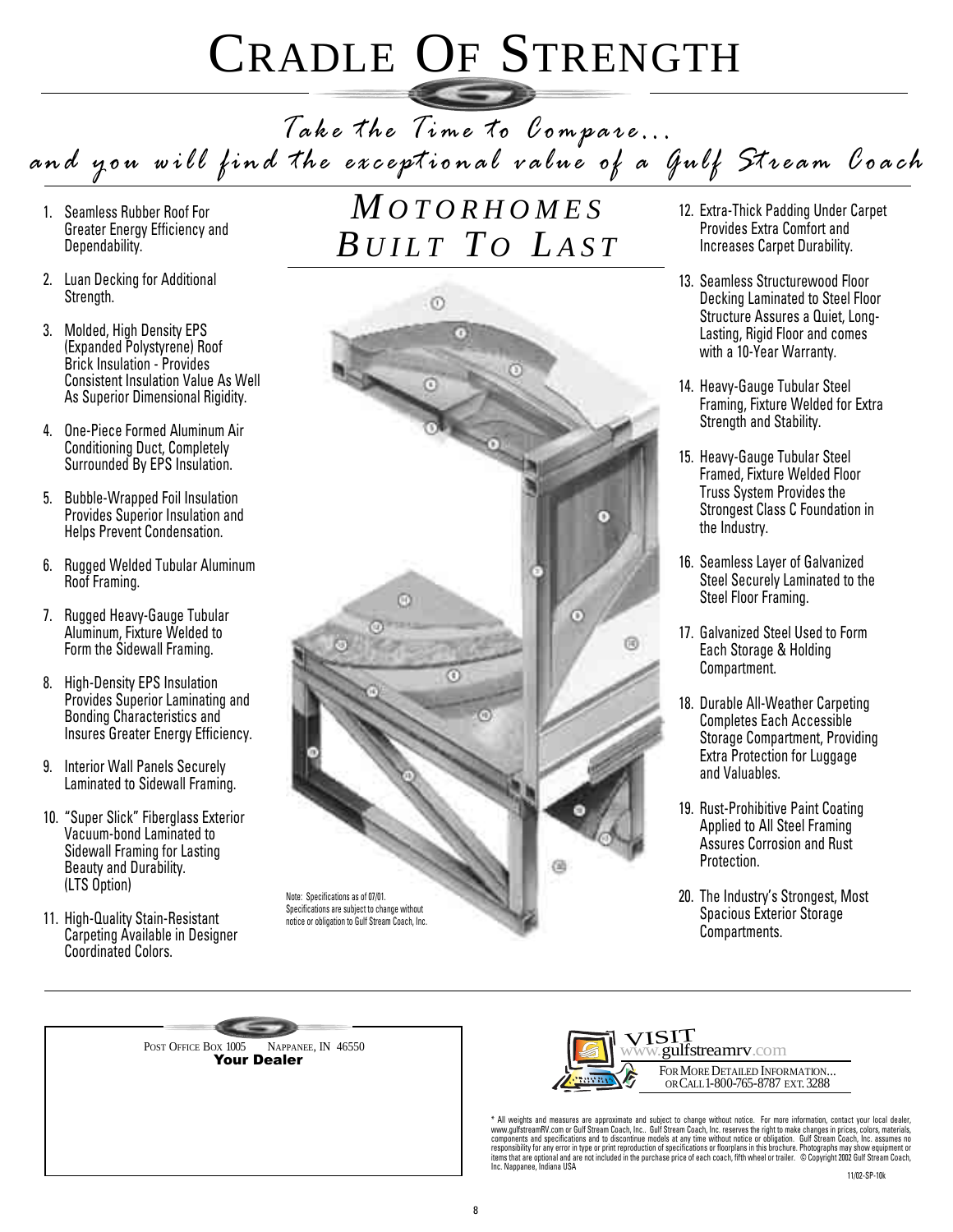# Cradle Of Strength

*Take the Time to Compare...*
*and you will find the exceptional value of a Gulf Stream Coach*

## *Motorhomes Built To Last*

1. Seamless Rubber Roof For Greater Energy Efficiency and Dependability.
2. Luan Decking for Additional Strength.
3. Molded, High Density EPS (Expanded Polystyrene) Roof Brick Insulation - Provides Consistent Insulation Value As Well As Superior Dimensional Rigidity.
4. One-Piece Formed Aluminum Air Conditioning Duct, Completely Surrounded By EPS Insulation.
5. Bubble-Wrapped Foil Insulation Provides Superior Insulation and Helps Prevent Condensation.
6. Rugged Welded Tubular Aluminum Roof Framing.
7. Rugged Heavy-Gauge Tubular Aluminum, Fixture Welded to Form the Sidewall Framing.
8. High-Density EPS Insulation Provides Superior Laminating and Bonding Characteristics and Insures Greater Energy Efficiency.
9. Interior Wall Panels Securely Laminated to Sidewall Framing.
10. "Super Slick" Fiberglass Exterior Vacuum-bond Laminated to Sidewall Framing for Lasting Beauty and Durability. (LTS Option)
11. High-Quality Stain-Resistant Carpeting Available in Designer Coordinated Colors.
12. Extra-Thick Padding Under Carpet Provides Extra Comfort and Increases Carpet Durability.
13. Seamless Structurewood Floor Decking Laminated to Steel Floor Structure Assures a Quiet, Long-Lasting, Rigid Floor and comes with a 10-Year Warranty.
14. Heavy-Gauge Tubular Steel Framing, Fixture Welded for Extra Strength and Stability.
15. Heavy-Gauge Tubular Steel Framed, Fixture Welded Floor Truss System Provides the Strongest Class C Foundation in the Industry.
16. Seamless Layer of Galvanized Steel Securely Laminated to the Steel Floor Framing.
17. Galvanized Steel Used to Form Each Storage & Holding Compartment.
18. Durable All-Weather Carpeting Completes Each Accessible Storage Compartment, Providing Extra Protection for Luggage and Valuables.
19. Rust-Prohibitive Paint Coating Applied to All Steel Framing Assures Corrosion and Rust Protection.
20. The Industry's Strongest, Most Spacious Exterior Storage Compartments.

Note: Specifications as of 07/01. Specifications are subject to change without notice or obligation to Gulf Stream Coach, Inc.

Post Office Box 1005 Nappanee, IN 46550

**Your Dealer**

Visit www.gulfstreamrv.com

For More Detailed Information... or Call 1-800-765-8787 ext. 3288

\* All weights and measures are approximate and subject to change without notice. For more information, contact your local dealer, www.gulfstreamRV.com or Gulf Stream Coach, Inc.. Gulf Stream Coach, Inc. reserves the right to make changes in prices, colors, materials, components and specifications and to discontinue models at any time without notice or obligation. Gulf Stream Coach, Inc. assumes no responsibility for any error in type or print reproduction of specifications or floorplans in this brochure. Photographs may show equipment or items that are optional and are not included in the purchase price of each coach, fifth wheel or trailer. © Copyright 2002 Gulf Stream Coach, Inc. Nappanee, Indiana USA

11/02-SP-10k